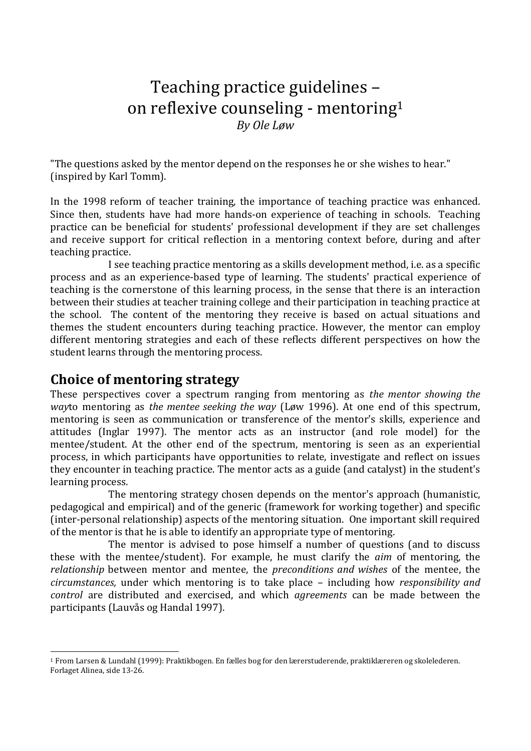# Teaching practice guidelines – on reflexive counseling - mentoring[1]

*By Ole Løw*

"The questions asked by the mentor depend on the responses he or she wishes to hear." (inspired by Karl Tomm).

In the 1998 reform of teacher training, the importance of teaching practice was enhanced. Since then, students have had more hands-on experience of teaching in schools. Teaching practice can be beneficial for students' professional development if they are set challenges and receive support for critical reflection in a mentoring context before, during and after teaching practice.

I see teaching practice mentoring as a skills development method, i.e. as a specific process and as an experience-based type of learning. The students' practical experience of teaching is the cornerstone of this learning process, in the sense that there is an interaction between their studies at teacher training college and their participation in teaching practice at the school. The content of the mentoring they receive is based on actual situations and themes the student encounters during teaching practice. However, the mentor can employ different mentoring strategies and each of these reflects different perspectives on how the student learns through the mentoring process.

## Choice of mentoring strategy

These perspectives cover a spectrum ranging from mentoring as *the mentor showing the way*to mentoring as *the mentee seeking the way* (Løw 1996). At one end of this spectrum, mentoring is seen as communication or transference of the mentor's skills, experience and attitudes (Inglar 1997). The mentor acts as an instructor (and role model) for the mentee/student. At the other end of the spectrum, mentoring is seen as an experiential process, in which participants have opportunities to relate, investigate and reflect on issues they encounter in teaching practice. The mentor acts as a guide (and catalyst) in the student's learning process.

The mentoring strategy chosen depends on the mentor's approach (humanistic, pedagogical and empirical) and of the generic (framework for working together) and specific (inter-personal relationship) aspects of the mentoring situation. One important skill required of the mentor is that he is able to identify an appropriate type of mentoring.

The mentor is advised to pose himself a number of questions (and to discuss these with the mentee/student). For example, he must clarify the *aim* of mentoring, the *relationship* between mentor and mentee, the *preconditions and wishes* of the mentee, the *circumstances,* under which mentoring is to take place – including how *responsibility and control* are distributed and exercised, and which *agreements* can be made between the participants (Lauvås og Handal 1997).

---

[1] From Larsen & Lundahl (1999): Praktikbogen. En fælles bog for den lærerstuderende, praktiklæreren og skolelederen. Forlaget Alinea, side 13-26.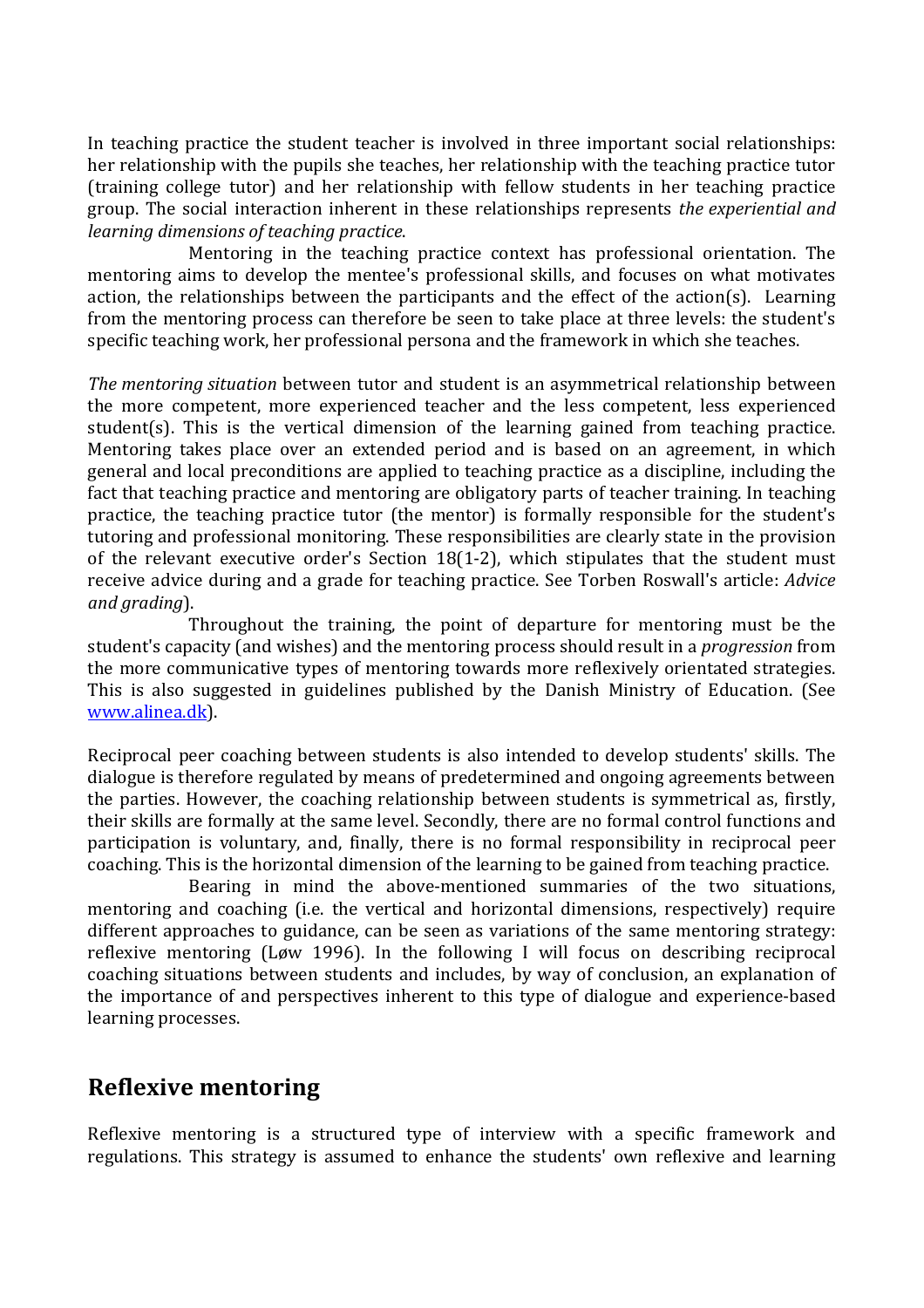In teaching practice the student teacher is involved in three important social relationships: her relationship with the pupils she teaches, her relationship with the teaching practice tutor (training college tutor) and her relationship with fellow students in her teaching practice group. The social interaction inherent in these relationships represents *the experiential and learning dimensions of teaching practice*.

Mentoring in the teaching practice context has professional orientation. The mentoring aims to develop the mentee's professional skills, and focuses on what motivates action, the relationships between the participants and the effect of the action(s). Learning from the mentoring process can therefore be seen to take place at three levels: the student's specific teaching work, her professional persona and the framework in which she teaches.

*The mentoring situation* between tutor and student is an asymmetrical relationship between the more competent, more experienced teacher and the less competent, less experienced student(s). This is the vertical dimension of the learning gained from teaching practice. Mentoring takes place over an extended period and is based on an agreement, in which general and local preconditions are applied to teaching practice as a discipline, including the fact that teaching practice and mentoring are obligatory parts of teacher training. In teaching practice, the teaching practice tutor (the mentor) is formally responsible for the student's tutoring and professional monitoring. These responsibilities are clearly state in the provision of the relevant executive order's Section 18(1-2), which stipulates that the student must receive advice during and a grade for teaching practice. See Torben Roswall's article: *Advice and grading*).

Throughout the training, the point of departure for mentoring must be the student's capacity (and wishes) and the mentoring process should result in a *progression* from the more communicative types of mentoring towards more reflexively orientated strategies. This is also suggested in guidelines published by the Danish Ministry of Education. (See www.alinea.dk).

Reciprocal peer coaching between students is also intended to develop students' skills. The dialogue is therefore regulated by means of predetermined and ongoing agreements between the parties. However, the coaching relationship between students is symmetrical as, firstly, their skills are formally at the same level. Secondly, there are no formal control functions and participation is voluntary, and, finally, there is no formal responsibility in reciprocal peer coaching. This is the horizontal dimension of the learning to be gained from teaching practice.

Bearing in mind the above-mentioned summaries of the two situations, mentoring and coaching (i.e. the vertical and horizontal dimensions, respectively) require different approaches to guidance, can be seen as variations of the same mentoring strategy: reflexive mentoring (Løw 1996). In the following I will focus on describing reciprocal coaching situations between students and includes, by way of conclusion, an explanation of the importance of and perspectives inherent to this type of dialogue and experience-based learning processes.

## Reflexive mentoring

Reflexive mentoring is a structured type of interview with a specific framework and regulations. This strategy is assumed to enhance the students' own reflexive and learning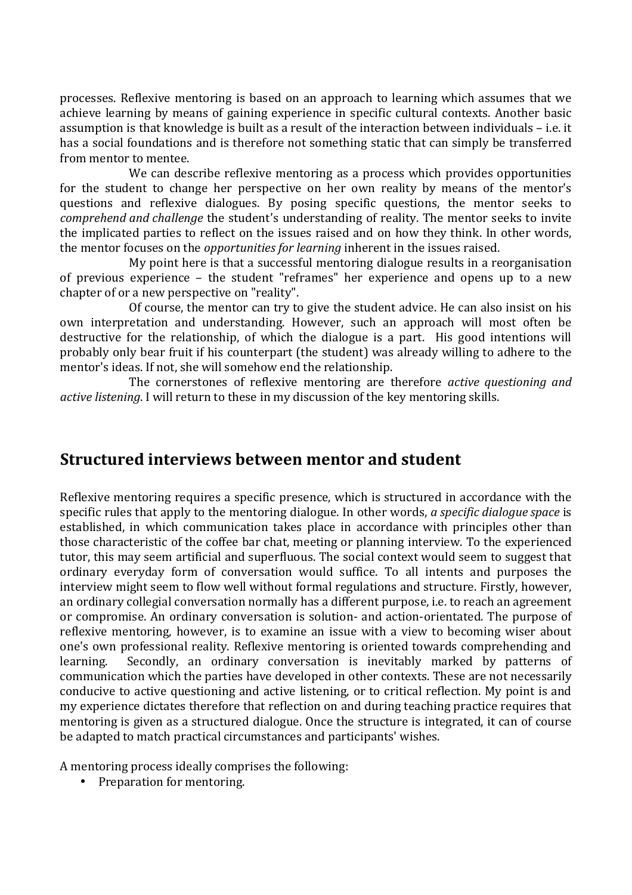processes. Reflexive mentoring is based on an approach to learning which assumes that we achieve learning by means of gaining experience in specific cultural contexts. Another basic assumption is that knowledge is built as a result of the interaction between individuals – i.e. it has a social foundations and is therefore not something static that can simply be transferred from mentor to mentee.

We can describe reflexive mentoring as a process which provides opportunities for the student to change her perspective on her own reality by means of the mentor's questions and reflexive dialogues. By posing specific questions, the mentor seeks to *comprehend and challenge* the student's understanding of reality. The mentor seeks to invite the implicated parties to reflect on the issues raised and on how they think. In other words, the mentor focuses on the *opportunities for learning* inherent in the issues raised.

My point here is that a successful mentoring dialogue results in a reorganisation of previous experience – the student "reframes" her experience and opens up to a new chapter of or a new perspective on "reality".

Of course, the mentor can try to give the student advice. He can also insist on his own interpretation and understanding. However, such an approach will most often be destructive for the relationship, of which the dialogue is a part. His good intentions will probably only bear fruit if his counterpart (the student) was already willing to adhere to the mentor's ideas. If not, she will somehow end the relationship.

The cornerstones of reflexive mentoring are therefore *active questioning and active listening*. I will return to these in my discussion of the key mentoring skills.

## Structured interviews between mentor and student

Reflexive mentoring requires a specific presence, which is structured in accordance with the specific rules that apply to the mentoring dialogue. In other words, *a specific dialogue space* is established, in which communication takes place in accordance with principles other than those characteristic of the coffee bar chat, meeting or planning interview. To the experienced tutor, this may seem artificial and superfluous. The social context would seem to suggest that ordinary everyday form of conversation would suffice. To all intents and purposes the interview might seem to flow well without formal regulations and structure. Firstly, however, an ordinary collegial conversation normally has a different purpose, i.e. to reach an agreement or compromise. An ordinary conversation is solution- and action-orientated. The purpose of reflexive mentoring, however, is to examine an issue with a view to becoming wiser about one's own professional reality. Reflexive mentoring is oriented towards comprehending and learning. Secondly, an ordinary conversation is inevitably marked by patterns of communication which the parties have developed in other contexts. These are not necessarily conducive to active questioning and active listening, or to critical reflection. My point is and my experience dictates therefore that reflection on and during teaching practice requires that mentoring is given as a structured dialogue. Once the structure is integrated, it can of course be adapted to match practical circumstances and participants' wishes.

A mentoring process ideally comprises the following:

- Preparation for mentoring.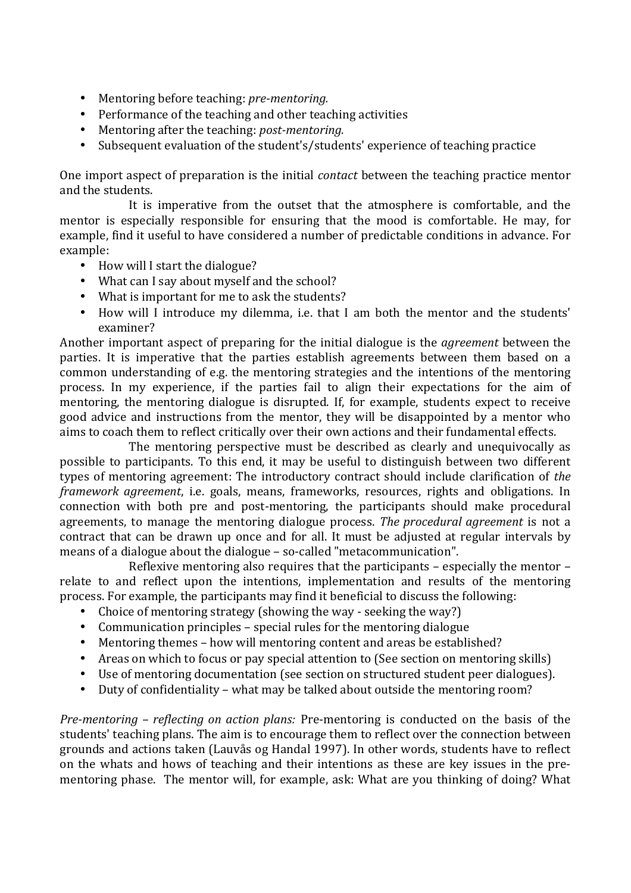- Mentoring before teaching: *pre-mentoring.*
- Performance of the teaching and other teaching activities
- Mentoring after the teaching: *post-mentoring.*
- Subsequent evaluation of the student's/students' experience of teaching practice

One import aspect of preparation is the initial *contact* between the teaching practice mentor and the students.

It is imperative from the outset that the atmosphere is comfortable, and the mentor is especially responsible for ensuring that the mood is comfortable. He may, for example, find it useful to have considered a number of predictable conditions in advance. For example:

- How will I start the dialogue?
- What can I say about myself and the school?
- What is important for me to ask the students?
- How will I introduce my dilemma, i.e. that I am both the mentor and the students' examiner?

Another important aspect of preparing for the initial dialogue is the *agreement* between the parties. It is imperative that the parties establish agreements between them based on a common understanding of e.g. the mentoring strategies and the intentions of the mentoring process. In my experience, if the parties fail to align their expectations for the aim of mentoring, the mentoring dialogue is disrupted. If, for example, students expect to receive good advice and instructions from the mentor, they will be disappointed by a mentor who aims to coach them to reflect critically over their own actions and their fundamental effects.

The mentoring perspective must be described as clearly and unequivocally as possible to participants. To this end, it may be useful to distinguish between two different types of mentoring agreement: The introductory contract should include clarification of *the framework agreement*, i.e. goals, means, frameworks, resources, rights and obligations. In connection with both pre and post-mentoring, the participants should make procedural agreements, to manage the mentoring dialogue process. *The procedural agreement* is not a contract that can be drawn up once and for all. It must be adjusted at regular intervals by means of a dialogue about the dialogue – so-called "metacommunication".

Reflexive mentoring also requires that the participants – especially the mentor – relate to and reflect upon the intentions, implementation and results of the mentoring process. For example, the participants may find it beneficial to discuss the following:

- Choice of mentoring strategy (showing the way - seeking the way?)
- Communication principles – special rules for the mentoring dialogue
- Mentoring themes – how will mentoring content and areas be established?
- Areas on which to focus or pay special attention to (See section on mentoring skills)
- Use of mentoring documentation (see section on structured student peer dialogues).
- Duty of confidentiality – what may be talked about outside the mentoring room?

*Pre-mentoring – reflecting on action plans:* Pre-mentoring is conducted on the basis of the students' teaching plans. The aim is to encourage them to reflect over the connection between grounds and actions taken (Lauvås og Handal 1997). In other words, students have to reflect on the whats and hows of teaching and their intentions as these are key issues in the pre-mentoring phase. The mentor will, for example, ask: What are you thinking of doing? What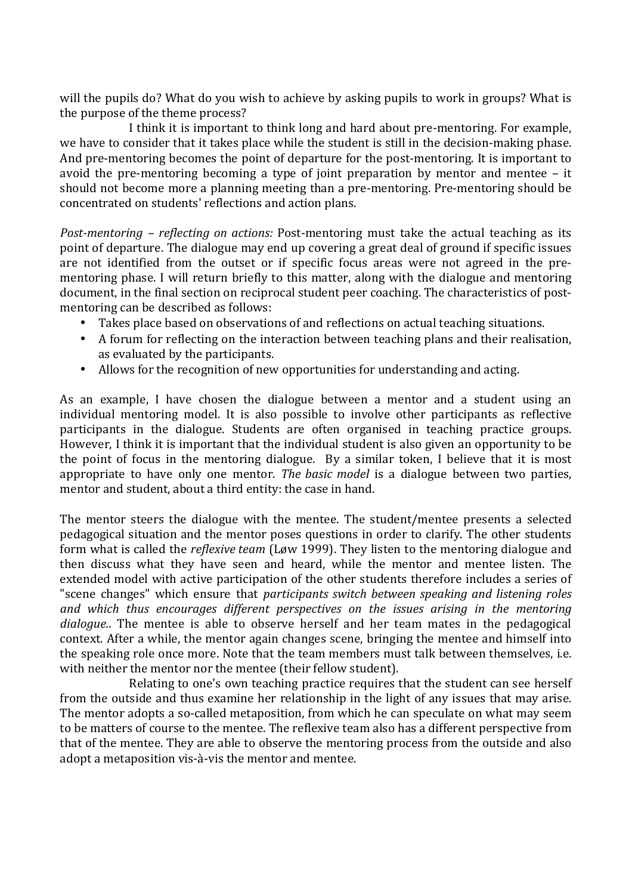will the pupils do? What do you wish to achieve by asking pupils to work in groups? What is the purpose of the theme process?

I think it is important to think long and hard about pre-mentoring. For example, we have to consider that it takes place while the student is still in the decision-making phase. And pre-mentoring becomes the point of departure for the post-mentoring. It is important to avoid the pre-mentoring becoming a type of joint preparation by mentor and mentee – it should not become more a planning meeting than a pre-mentoring. Pre-mentoring should be concentrated on students' reflections and action plans.

*Post-mentoring – reflecting on actions:* Post-mentoring must take the actual teaching as its point of departure. The dialogue may end up covering a great deal of ground if specific issues are not identified from the outset or if specific focus areas were not agreed in the pre-mentoring phase. I will return briefly to this matter, along with the dialogue and mentoring document, in the final section on reciprocal student peer coaching. The characteristics of post-mentoring can be described as follows:

- Takes place based on observations of and reflections on actual teaching situations.
- A forum for reflecting on the interaction between teaching plans and their realisation, as evaluated by the participants.
- Allows for the recognition of new opportunities for understanding and acting.

As an example, I have chosen the dialogue between a mentor and a student using an individual mentoring model. It is also possible to involve other participants as reflective participants in the dialogue. Students are often organised in teaching practice groups. However, I think it is important that the individual student is also given an opportunity to be the point of focus in the mentoring dialogue. By a similar token, I believe that it is most appropriate to have only one mentor. *The basic model* is a dialogue between two parties, mentor and student, about a third entity: the case in hand.

The mentor steers the dialogue with the mentee. The student/mentee presents a selected pedagogical situation and the mentor poses questions in order to clarify. The other students form what is called the *reflexive team* (Løw 1999). They listen to the mentoring dialogue and then discuss what they have seen and heard, while the mentor and mentee listen. The extended model with active participation of the other students therefore includes a series of "scene changes" which ensure that *participants switch between speaking and listening roles and which thus encourages different perspectives on the issues arising in the mentoring dialogue.*. The mentee is able to observe herself and her team mates in the pedagogical context. After a while, the mentor again changes scene, bringing the mentee and himself into the speaking role once more. Note that the team members must talk between themselves, i.e. with neither the mentor nor the mentee (their fellow student).

Relating to one's own teaching practice requires that the student can see herself from the outside and thus examine her relationship in the light of any issues that may arise. The mentor adopts a so-called metaposition, from which he can speculate on what may seem to be matters of course to the mentee. The reflexive team also has a different perspective from that of the mentee. They are able to observe the mentoring process from the outside and also adopt a metaposition vis-à-vis the mentor and mentee.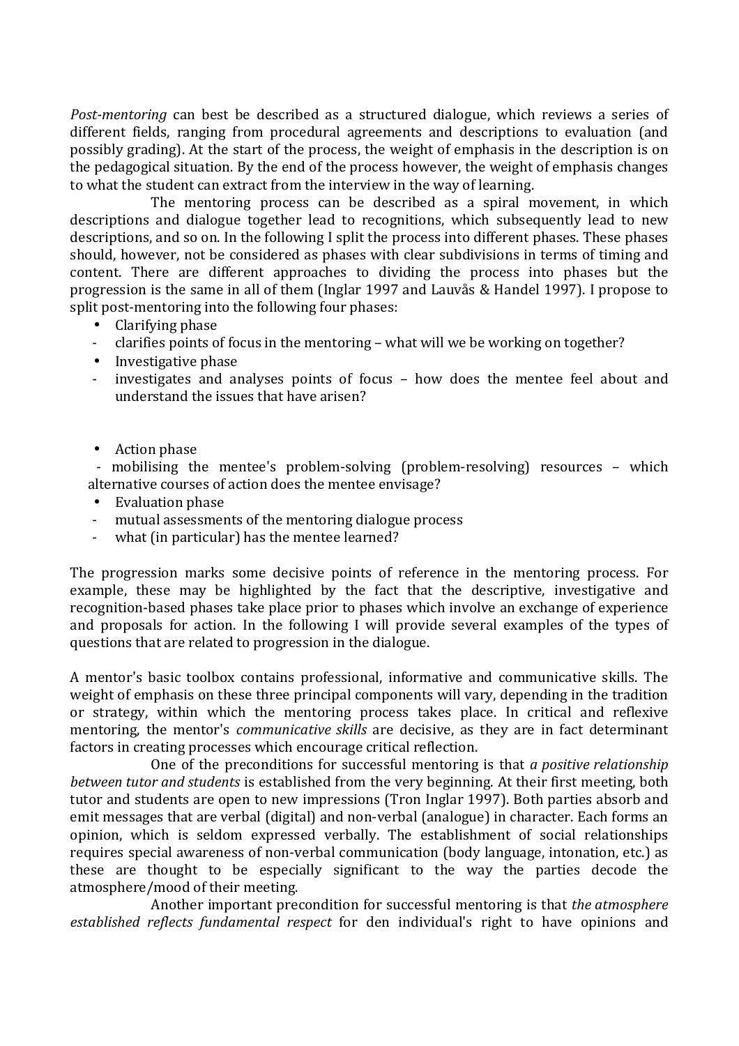*Post-mentoring* can best be described as a structured dialogue, which reviews a series of different fields, ranging from procedural agreements and descriptions to evaluation (and possibly grading). At the start of the process, the weight of emphasis in the description is on the pedagogical situation. By the end of the process however, the weight of emphasis changes to what the student can extract from the interview in the way of learning.

The mentoring process can be described as a spiral movement, in which descriptions and dialogue together lead to recognitions, which subsequently lead to new descriptions, and so on. In the following I split the process into different phases. These phases should, however, not be considered as phases with clear subdivisions in terms of timing and content. There are different approaches to dividing the process into phases but the progression is the same in all of them (Inglar 1997 and Lauvås & Handel 1997). I propose to split post-mentoring into the following four phases:

- Clarifying phase
  - clarifies points of focus in the mentoring – what will we be working on together?
- Investigative phase
  - investigates and analyses points of focus – how does the mentee feel about and understand the issues that have arisen?
- Action phase
  - mobilising the mentee's problem-solving (problem-resolving) resources – which alternative courses of action does the mentee envisage?
- Evaluation phase
  - mutual assessments of the mentoring dialogue process
  - what (in particular) has the mentee learned?

The progression marks some decisive points of reference in the mentoring process. For example, these may be highlighted by the fact that the descriptive, investigative and recognition-based phases take place prior to phases which involve an exchange of experience and proposals for action. In the following I will provide several examples of the types of questions that are related to progression in the dialogue.

A mentor's basic toolbox contains professional, informative and communicative skills. The weight of emphasis on these three principal components will vary, depending in the tradition or strategy, within which the mentoring process takes place. In critical and reflexive mentoring, the mentor's *communicative skills* are decisive, as they are in fact determinant factors in creating processes which encourage critical reflection.

One of the preconditions for successful mentoring is that *a positive relationship between tutor and students* is established from the very beginning. At their first meeting, both tutor and students are open to new impressions (Tron Inglar 1997). Both parties absorb and emit messages that are verbal (digital) and non-verbal (analogue) in character. Each forms an opinion, which is seldom expressed verbally. The establishment of social relationships requires special awareness of non-verbal communication (body language, intonation, etc.) as these are thought to be especially significant to the way the parties decode the atmosphere/mood of their meeting.

Another important precondition for successful mentoring is that *the atmosphere established reflects fundamental respect* for den individual's right to have opinions and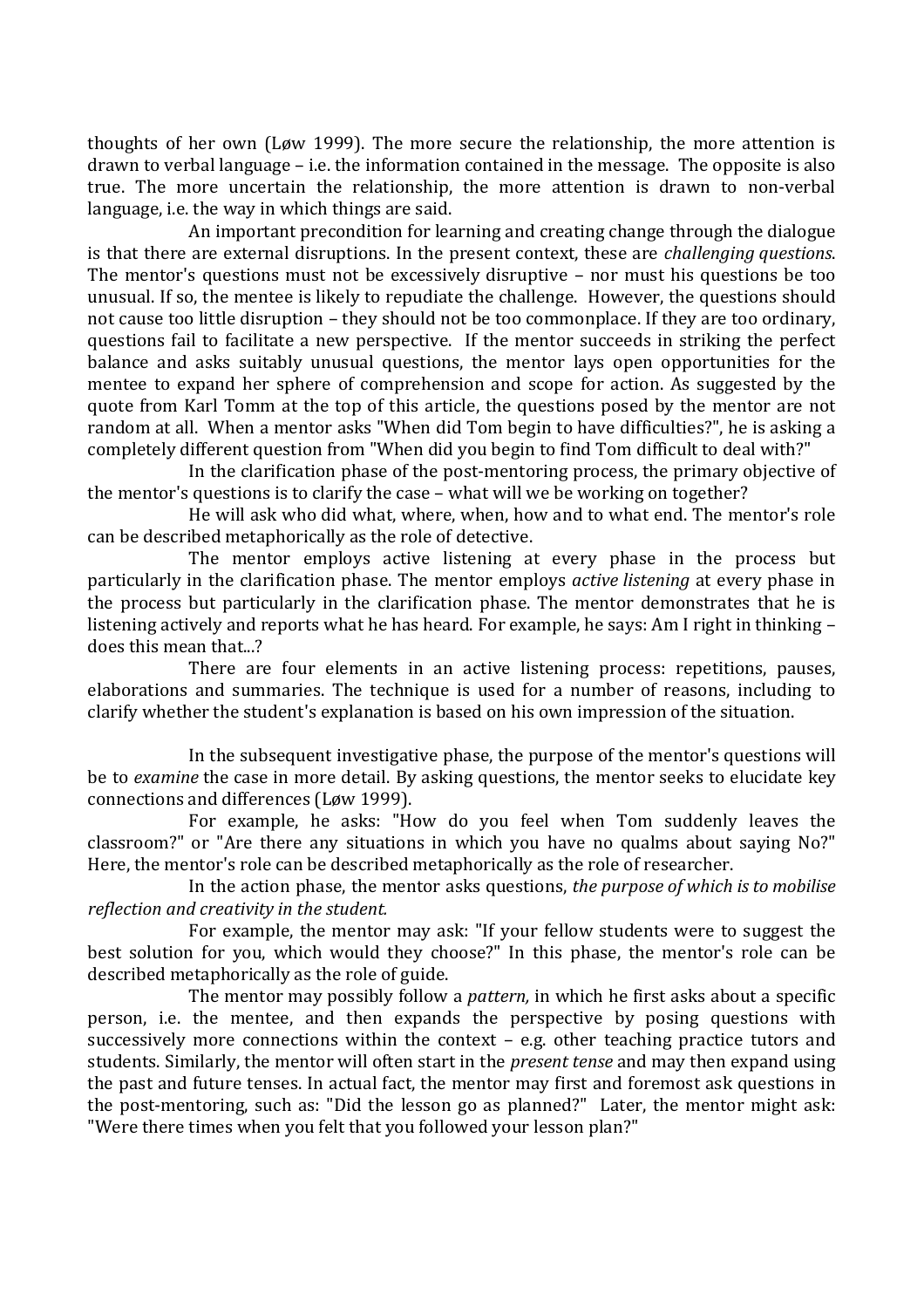thoughts of her own (Løw 1999). The more secure the relationship, the more attention is drawn to verbal language – i.e. the information contained in the message. The opposite is also true. The more uncertain the relationship, the more attention is drawn to non-verbal language, i.e. the way in which things are said.

An important precondition for learning and creating change through the dialogue is that there are external disruptions. In the present context, these are *challenging questions*. The mentor's questions must not be excessively disruptive – nor must his questions be too unusual. If so, the mentee is likely to repudiate the challenge. However, the questions should not cause too little disruption – they should not be too commonplace. If they are too ordinary, questions fail to facilitate a new perspective. If the mentor succeeds in striking the perfect balance and asks suitably unusual questions, the mentor lays open opportunities for the mentee to expand her sphere of comprehension and scope for action. As suggested by the quote from Karl Tomm at the top of this article, the questions posed by the mentor are not random at all. When a mentor asks "When did Tom begin to have difficulties?", he is asking a completely different question from "When did you begin to find Tom difficult to deal with?"

In the clarification phase of the post-mentoring process, the primary objective of the mentor's questions is to clarify the case – what will we be working on together?

He will ask who did what, where, when, how and to what end. The mentor's role can be described metaphorically as the role of detective.

The mentor employs active listening at every phase in the process but particularly in the clarification phase. The mentor employs *active listening* at every phase in the process but particularly in the clarification phase. The mentor demonstrates that he is listening actively and reports what he has heard. For example, he says: Am I right in thinking – does this mean that...?

There are four elements in an active listening process: repetitions, pauses, elaborations and summaries. The technique is used for a number of reasons, including to clarify whether the student's explanation is based on his own impression of the situation.

In the subsequent investigative phase, the purpose of the mentor's questions will be to *examine* the case in more detail. By asking questions, the mentor seeks to elucidate key connections and differences (Løw 1999).

For example, he asks: "How do you feel when Tom suddenly leaves the classroom?" or "Are there any situations in which you have no qualms about saying No?" Here, the mentor's role can be described metaphorically as the role of researcher.

In the action phase, the mentor asks questions, *the purpose of which is to mobilise reflection and creativity in the student.*

For example, the mentor may ask: "If your fellow students were to suggest the best solution for you, which would they choose?" In this phase, the mentor's role can be described metaphorically as the role of guide.

The mentor may possibly follow a *pattern,* in which he first asks about a specific person, i.e. the mentee, and then expands the perspective by posing questions with successively more connections within the context – e.g. other teaching practice tutors and students. Similarly, the mentor will often start in the *present tense* and may then expand using the past and future tenses. In actual fact, the mentor may first and foremost ask questions in the post-mentoring, such as: "Did the lesson go as planned?" Later, the mentor might ask: "Were there times when you felt that you followed your lesson plan?"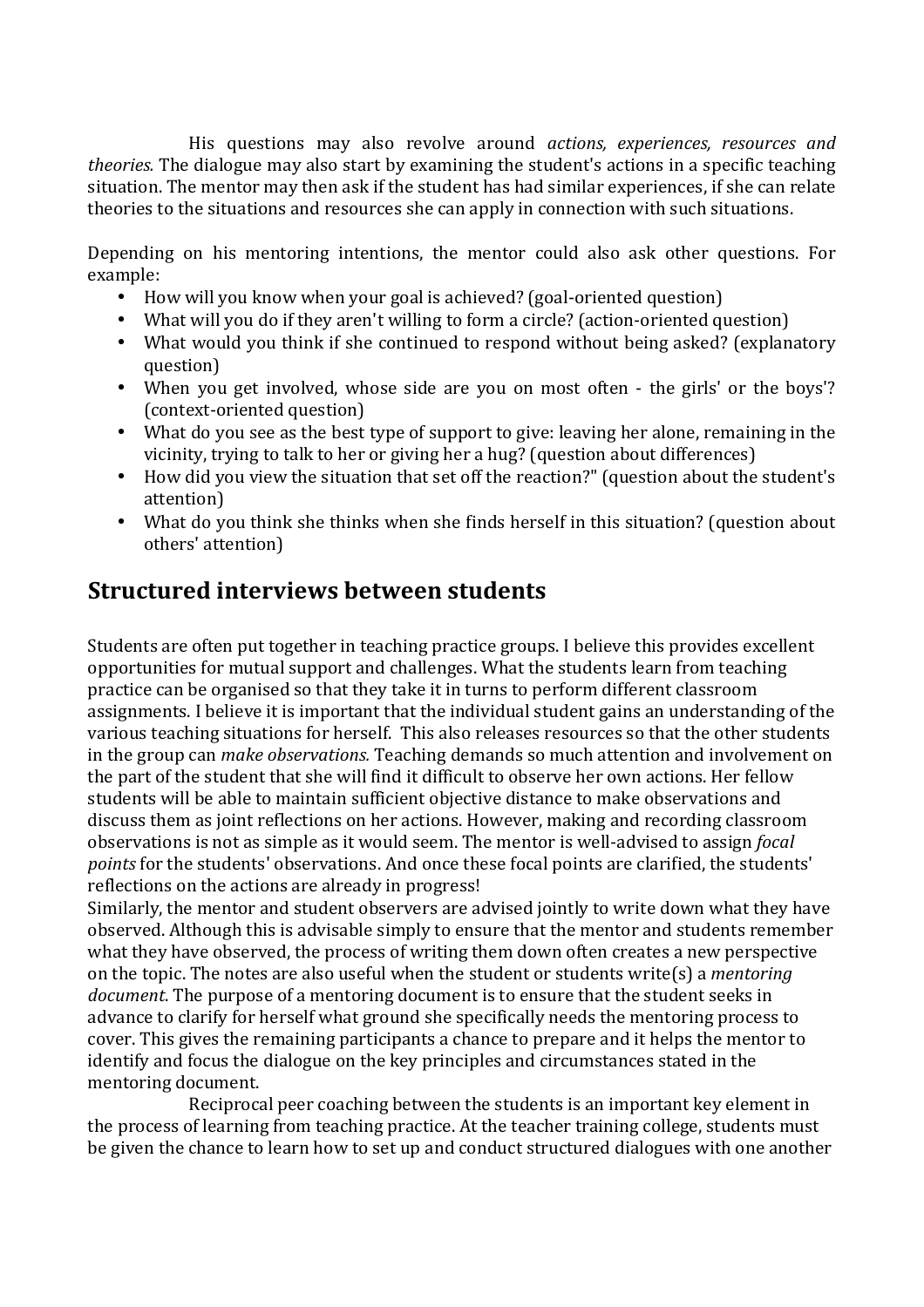His questions may also revolve around *actions, experiences, resources and theories.* The dialogue may also start by examining the student's actions in a specific teaching situation. The mentor may then ask if the student has had similar experiences, if she can relate theories to the situations and resources she can apply in connection with such situations.

Depending on his mentoring intentions, the mentor could also ask other questions. For example:

- How will you know when your goal is achieved? (goal-oriented question)
- What will you do if they aren't willing to form a circle? (action-oriented question)
- What would you think if she continued to respond without being asked? (explanatory question)
- When you get involved, whose side are you on most often - the girls' or the boys'? (context-oriented question)
- What do you see as the best type of support to give: leaving her alone, remaining in the vicinity, trying to talk to her or giving her a hug? (question about differences)
- How did you view the situation that set off the reaction?" (question about the student's attention)
- What do you think she thinks when she finds herself in this situation? (question about others' attention)

## Structured interviews between students

Students are often put together in teaching practice groups. I believe this provides excellent opportunities for mutual support and challenges. What the students learn from teaching practice can be organised so that they take it in turns to perform different classroom assignments. I believe it is important that the individual student gains an understanding of the various teaching situations for herself. This also releases resources so that the other students in the group can *make observations.* Teaching demands so much attention and involvement on the part of the student that she will find it difficult to observe her own actions. Her fellow students will be able to maintain sufficient objective distance to make observations and discuss them as joint reflections on her actions. However, making and recording classroom observations is not as simple as it would seem. The mentor is well-advised to assign *focal points* for the students' observations. And once these focal points are clarified, the students' reflections on the actions are already in progress!

Similarly, the mentor and student observers are advised jointly to write down what they have observed. Although this is advisable simply to ensure that the mentor and students remember what they have observed, the process of writing them down often creates a new perspective on the topic. The notes are also useful when the student or students write(s) a *mentoring document*. The purpose of a mentoring document is to ensure that the student seeks in advance to clarify for herself what ground she specifically needs the mentoring process to cover. This gives the remaining participants a chance to prepare and it helps the mentor to identify and focus the dialogue on the key principles and circumstances stated in the mentoring document.

Reciprocal peer coaching between the students is an important key element in the process of learning from teaching practice. At the teacher training college, students must be given the chance to learn how to set up and conduct structured dialogues with one another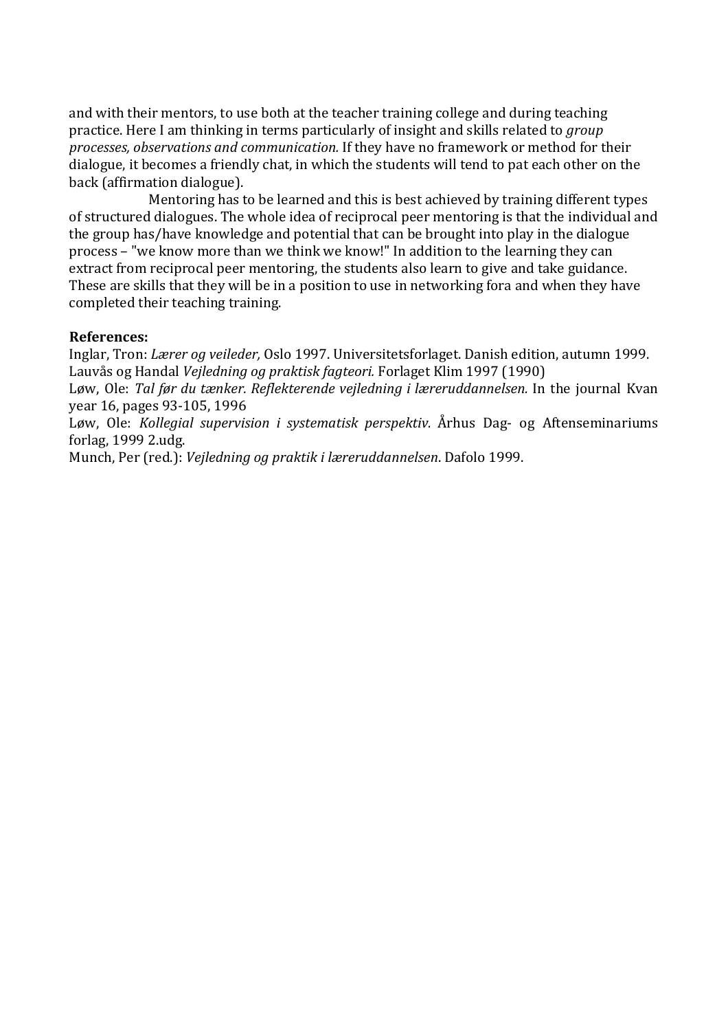and with their mentors, to use both at the teacher training college and during teaching practice. Here I am thinking in terms particularly of insight and skills related to *group processes, observations and communication.* If they have no framework or method for their dialogue, it becomes a friendly chat, in which the students will tend to pat each other on the back (affirmation dialogue).

Mentoring has to be learned and this is best achieved by training different types of structured dialogues. The whole idea of reciprocal peer mentoring is that the individual and the group has/have knowledge and potential that can be brought into play in the dialogue process – "we know more than we think we know!" In addition to the learning they can extract from reciprocal peer mentoring, the students also learn to give and take guidance. These are skills that they will be in a position to use in networking fora and when they have completed their teaching training.

**References:**

Inglar, Tron: *Lærer og veileder,* Oslo 1997. Universitetsforlaget. Danish edition, autumn 1999.

Lauvås og Handal *Vejledning og praktisk fagteori.* Forlaget Klim 1997 (1990)

Løw, Ole: *Tal før du tænker. Reflekterende vejledning i læreruddannelsen.* In the journal Kvan year 16, pages 93-105, 1996

Løw, Ole: *Kollegial supervision i systematisk perspektiv.* Århus Dag- og Aftenseminariums forlag, 1999 2.udg.

Munch, Per (red.): *Vejledning og praktik i læreruddannelsen*. Dafolo 1999.